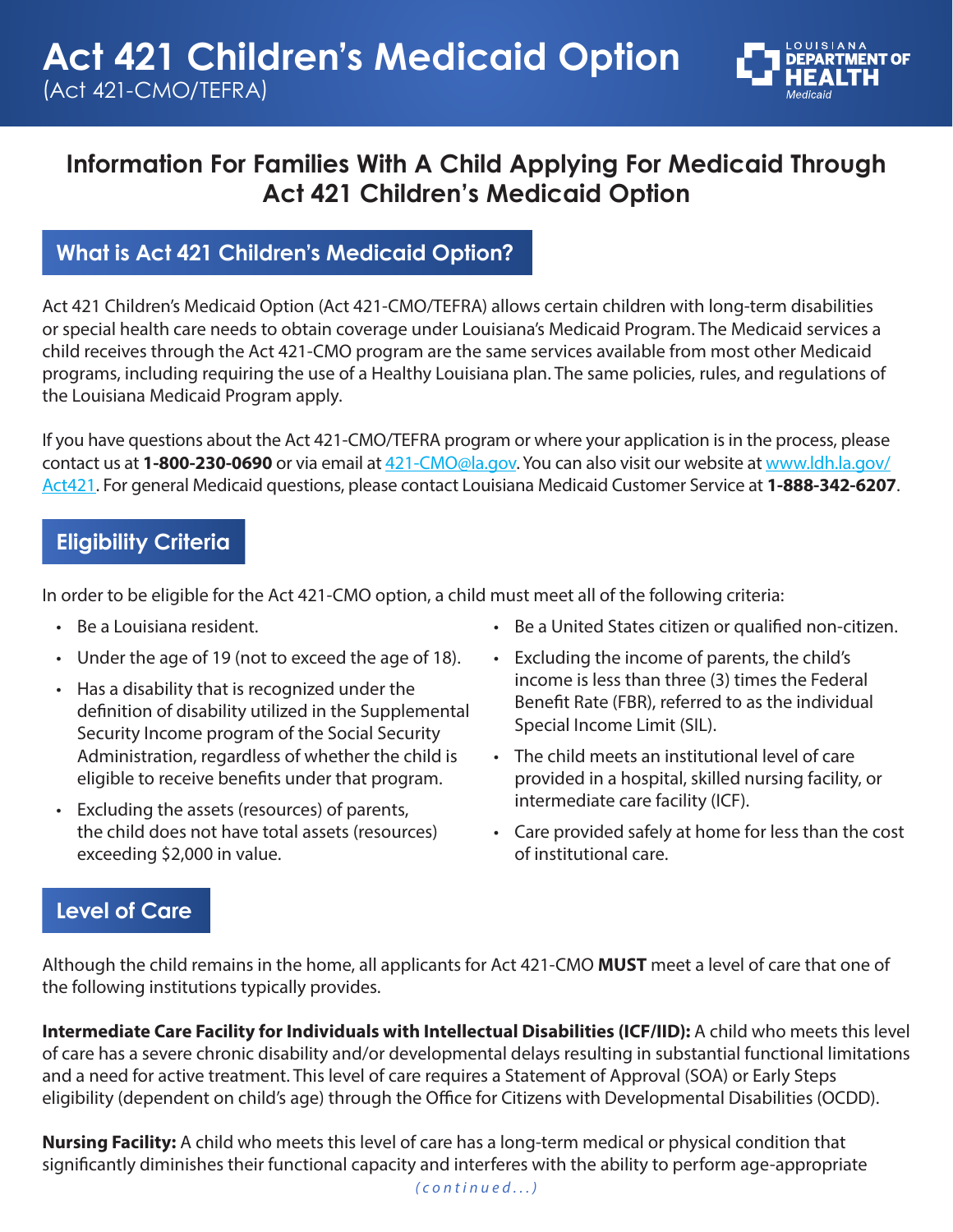# Act 421 Children's Medicaid Option

(Act 421-CMO/TEFRA)

LOUISIANA DEPARTMENT OF HEALTH
*Medicaid*

## Information For Families With A Child Applying For Medicaid Through Act 421 Children's Medicaid Option

### What is Act 421 Children's Medicaid Option?

Act 421 Children's Medicaid Option (Act 421-CMO/TEFRA) allows certain children with long-term disabilities or special health care needs to obtain coverage under Louisiana's Medicaid Program. The Medicaid services a child receives through the Act 421-CMO program are the same services available from most other Medicaid programs, including requiring the use of a Healthy Louisiana plan. The same policies, rules, and regulations of the Louisiana Medicaid Program apply.

If you have questions about the Act 421-CMO/TEFRA program or where your application is in the process, please contact us at **1-800-230-0690** or via email at 421-CMO@la.gov. You can also visit our website at www.ldh.la.gov/Act421. For general Medicaid questions, please contact Louisiana Medicaid Customer Service at **1-888-342-6207**.

### Eligibility Criteria

In order to be eligible for the Act 421-CMO option, a child must meet all of the following criteria:

- Be a Louisiana resident.
- Under the age of 19 (not to exceed the age of 18).
- Has a disability that is recognized under the definition of disability utilized in the Supplemental Security Income program of the Social Security Administration, regardless of whether the child is eligible to receive benefits under that program.
- Excluding the assets (resources) of parents, the child does not have total assets (resources) exceeding $2,000 in value.
- Be a United States citizen or qualified non-citizen.
- Excluding the income of parents, the child's income is less than three (3) times the Federal Benefit Rate (FBR), referred to as the individual Special Income Limit (SIL).
- The child meets an institutional level of care provided in a hospital, skilled nursing facility, or intermediate care facility (ICF).
- Care provided safely at home for less than the cost of institutional care.

### Level of Care

Although the child remains in the home, all applicants for Act 421-CMO **MUST** meet a level of care that one of the following institutions typically provides.

**Intermediate Care Facility for Individuals with Intellectual Disabilities (ICF/IID):** A child who meets this level of care has a severe chronic disability and/or developmental delays resulting in substantial functional limitations and a need for active treatment. This level of care requires a Statement of Approval (SOA) or Early Steps eligibility (dependent on child's age) through the Office for Citizens with Developmental Disabilities (OCDD).

**Nursing Facility:** A child who meets this level of care has a long-term medical or physical condition that significantly diminishes their functional capacity and interferes with the ability to perform age-appropriate

*(continued...)*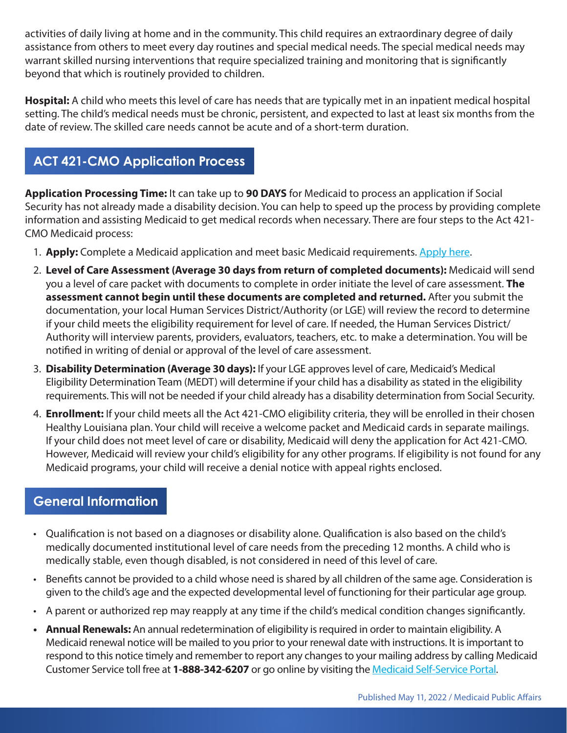activities of daily living at home and in the community. This child requires an extraordinary degree of daily assistance from others to meet every day routines and special medical needs. The special medical needs may warrant skilled nursing interventions that require specialized training and monitoring that is significantly beyond that which is routinely provided to children.

**Hospital:** A child who meets this level of care has needs that are typically met in an inpatient medical hospital setting. The child's medical needs must be chronic, persistent, and expected to last at least six months from the date of review. The skilled care needs cannot be acute and of a short-term duration.

## ACT 421-CMO Application Process

**Application Processing Time:** It can take up to **90 DAYS** for Medicaid to process an application if Social Security has not already made a disability decision. You can help to speed up the process by providing complete information and assisting Medicaid to get medical records when necessary. There are four steps to the Act 421-CMO Medicaid process:

1. **Apply:** Complete a Medicaid application and meet basic Medicaid requirements. Apply here.
2. **Level of Care Assessment (Average 30 days from return of completed documents):** Medicaid will send you a level of care packet with documents to complete in order initiate the level of care assessment. **The assessment cannot begin until these documents are completed and returned.** After you submit the documentation, your local Human Services District/Authority (or LGE) will review the record to determine if your child meets the eligibility requirement for level of care. If needed, the Human Services District/Authority will interview parents, providers, evaluators, teachers, etc. to make a determination. You will be notified in writing of denial or approval of the level of care assessment.
3. **Disability Determination (Average 30 days):** If your LGE approves level of care, Medicaid's Medical Eligibility Determination Team (MEDT) will determine if your child has a disability as stated in the eligibility requirements. This will not be needed if your child already has a disability determination from Social Security.
4. **Enrollment:** If your child meets all the Act 421-CMO eligibility criteria, they will be enrolled in their chosen Healthy Louisiana plan. Your child will receive a welcome packet and Medicaid cards in separate mailings. If your child does not meet level of care or disability, Medicaid will deny the application for Act 421-CMO. However, Medicaid will review your child's eligibility for any other programs. If eligibility is not found for any Medicaid programs, your child will receive a denial notice with appeal rights enclosed.

## General Information

- Qualification is not based on a diagnoses or disability alone. Qualification is also based on the child's medically documented institutional level of care needs from the preceding 12 months. A child who is medically stable, even though disabled, is not considered in need of this level of care.
- Benefits cannot be provided to a child whose need is shared by all children of the same age. Consideration is given to the child's age and the expected developmental level of functioning for their particular age group.
- A parent or authorized rep may reapply at any time if the child's medical condition changes significantly.
- **Annual Renewals:** An annual redetermination of eligibility is required in order to maintain eligibility. A Medicaid renewal notice will be mailed to you prior to your renewal date with instructions. It is important to respond to this notice timely and remember to report any changes to your mailing address by calling Medicaid Customer Service toll free at **1-888-342-6207** or go online by visiting the Medicaid Self-Service Portal.

Published May 11, 2022 / Medicaid Public Affairs